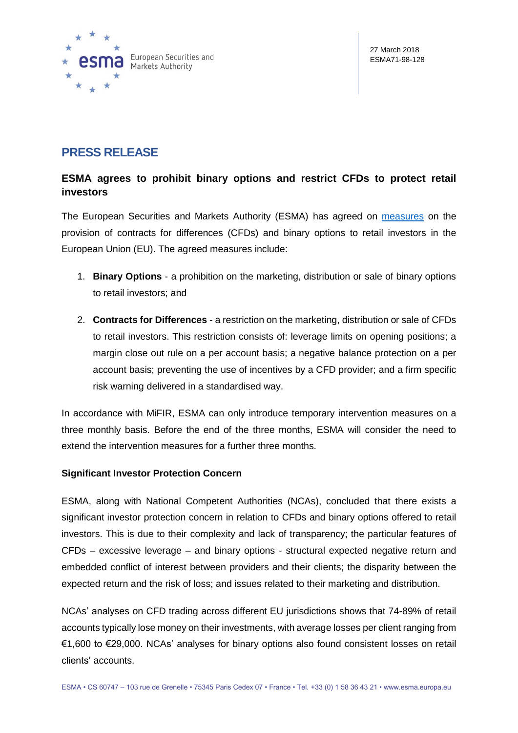European Securities and Markets Authority

27 March 2018
ESMA71-98-128

# PRESS RELEASE

## ESMA agrees to prohibit binary options and restrict CFDs to protect retail investors

The European Securities and Markets Authority (ESMA) has agreed on measures on the provision of contracts for differences (CFDs) and binary options to retail investors in the European Union (EU). The agreed measures include:

1. **Binary Options** - a prohibition on the marketing, distribution or sale of binary options to retail investors; and
2. **Contracts for Differences** - a restriction on the marketing, distribution or sale of CFDs to retail investors. This restriction consists of: leverage limits on opening positions; a margin close out rule on a per account basis; a negative balance protection on a per account basis; preventing the use of incentives by a CFD provider; and a firm specific risk warning delivered in a standardised way.

In accordance with MiFIR, ESMA can only introduce temporary intervention measures on a three monthly basis. Before the end of the three months, ESMA will consider the need to extend the intervention measures for a further three months.

### Significant Investor Protection Concern

ESMA, along with National Competent Authorities (NCAs), concluded that there exists a significant investor protection concern in relation to CFDs and binary options offered to retail investors. This is due to their complexity and lack of transparency; the particular features of CFDs – excessive leverage – and binary options - structural expected negative return and embedded conflict of interest between providers and their clients; the disparity between the expected return and the risk of loss; and issues related to their marketing and distribution.

NCAs' analyses on CFD trading across different EU jurisdictions shows that 74-89% of retail accounts typically lose money on their investments, with average losses per client ranging from €1,600 to €29,000. NCAs' analyses for binary options also found consistent losses on retail clients' accounts.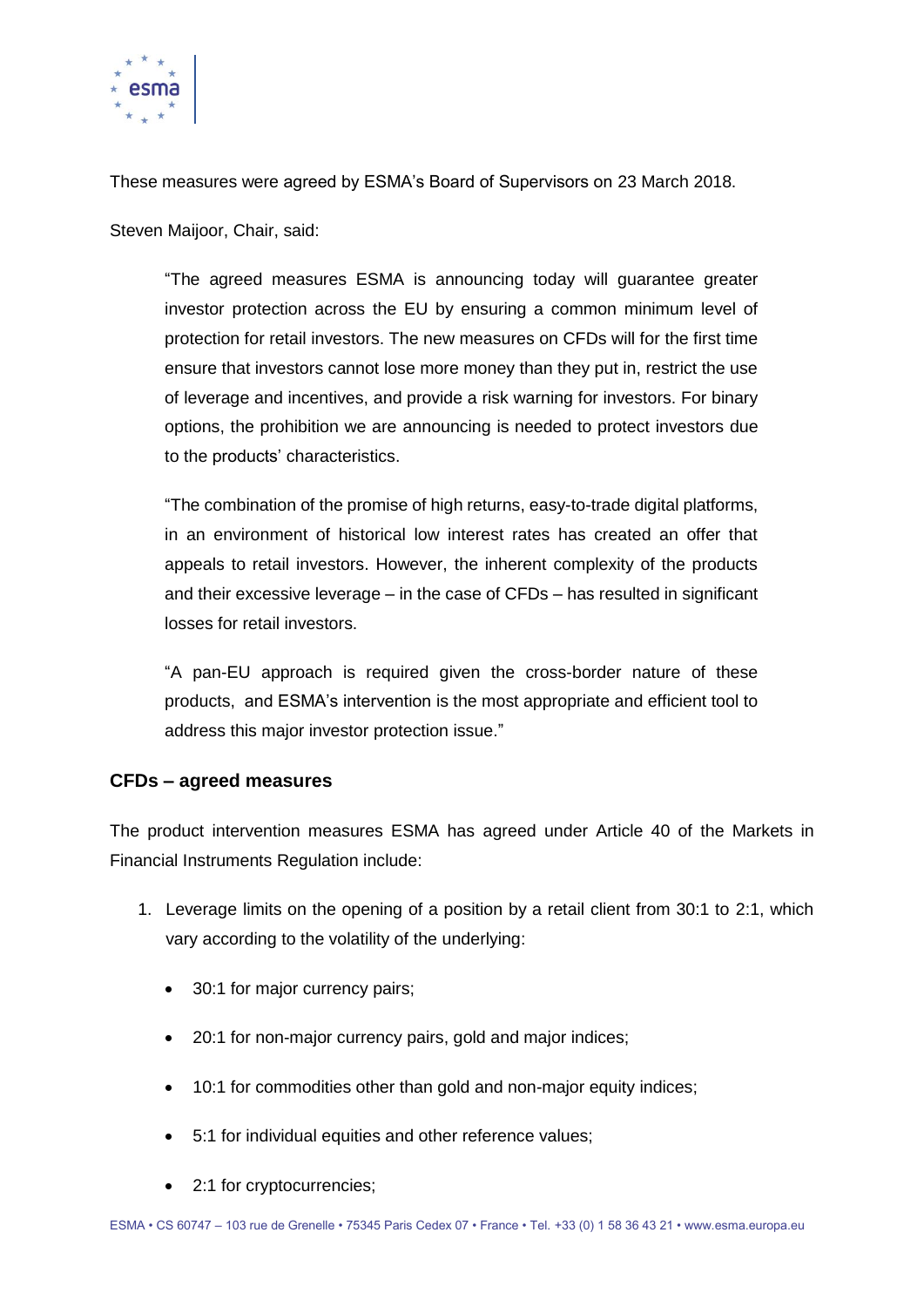These measures were agreed by ESMA's Board of Supervisors on 23 March 2018.

Steven Maijoor, Chair, said:

> "The agreed measures ESMA is announcing today will guarantee greater investor protection across the EU by ensuring a common minimum level of protection for retail investors. The new measures on CFDs will for the first time ensure that investors cannot lose more money than they put in, restrict the use of leverage and incentives, and provide a risk warning for investors. For binary options, the prohibition we are announcing is needed to protect investors due to the products' characteristics.
>
> "The combination of the promise of high returns, easy-to-trade digital platforms, in an environment of historical low interest rates has created an offer that appeals to retail investors. However, the inherent complexity of the products and their excessive leverage – in the case of CFDs – has resulted in significant losses for retail investors.
>
> "A pan-EU approach is required given the cross-border nature of these products, and ESMA's intervention is the most appropriate and efficient tool to address this major investor protection issue."

## CFDs – agreed measures

The product intervention measures ESMA has agreed under Article 40 of the Markets in Financial Instruments Regulation include:

1. Leverage limits on the opening of a position by a retail client from 30:1 to 2:1, which vary according to the volatility of the underlying:
    - 30:1 for major currency pairs;
    - 20:1 for non-major currency pairs, gold and major indices;
    - 10:1 for commodities other than gold and non-major equity indices;
    - 5:1 for individual equities and other reference values;
    - 2:1 for cryptocurrencies;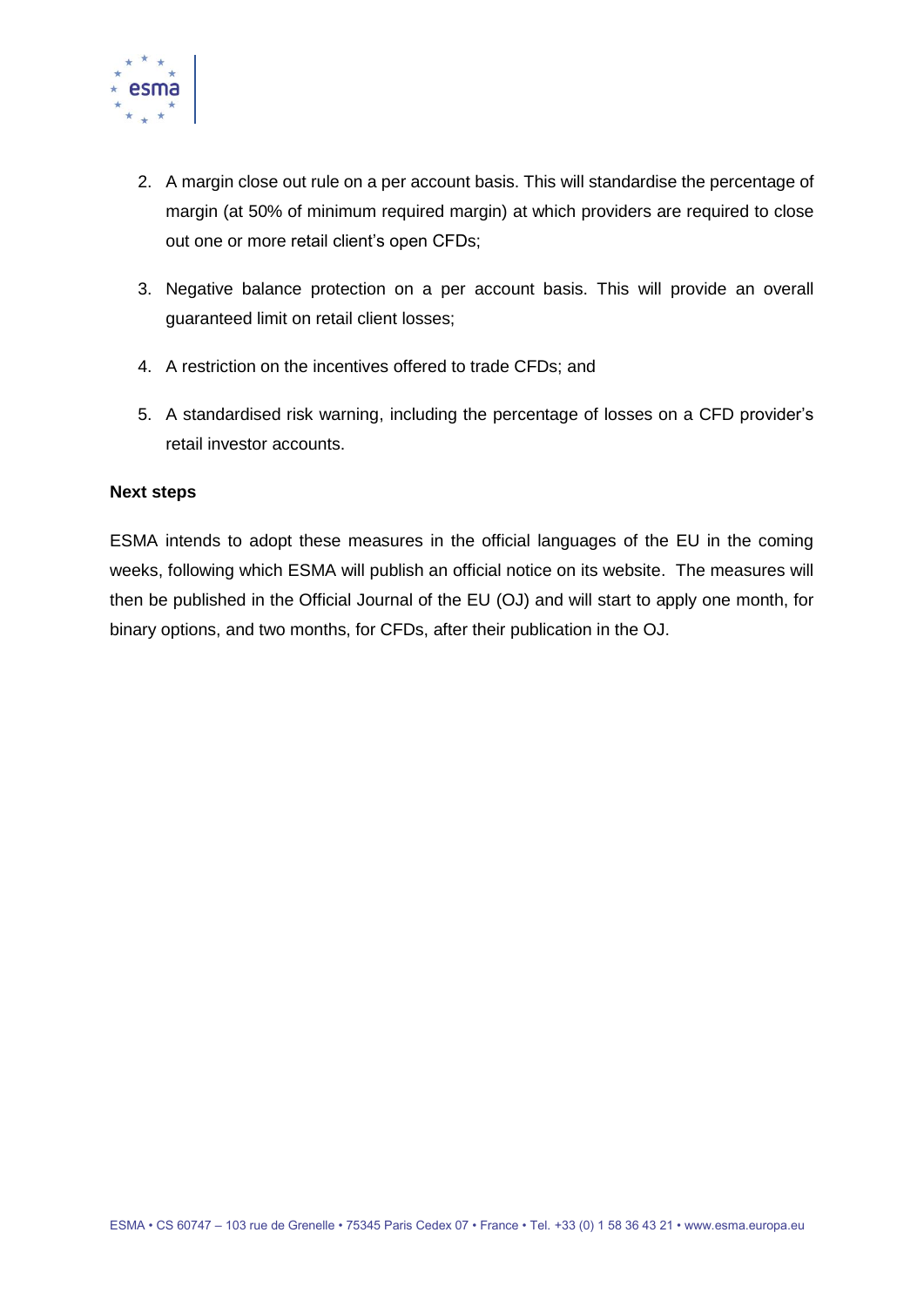2. A margin close out rule on a per account basis. This will standardise the percentage of margin (at 50% of minimum required margin) at which providers are required to close out one or more retail client's open CFDs;
3. Negative balance protection on a per account basis. This will provide an overall guaranteed limit on retail client losses;
4. A restriction on the incentives offered to trade CFDs; and
5. A standardised risk warning, including the percentage of losses on a CFD provider's retail investor accounts.

**Next steps**

ESMA intends to adopt these measures in the official languages of the EU in the coming weeks, following which ESMA will publish an official notice on its website. The measures will then be published in the Official Journal of the EU (OJ) and will start to apply one month, for binary options, and two months, for CFDs, after their publication in the OJ.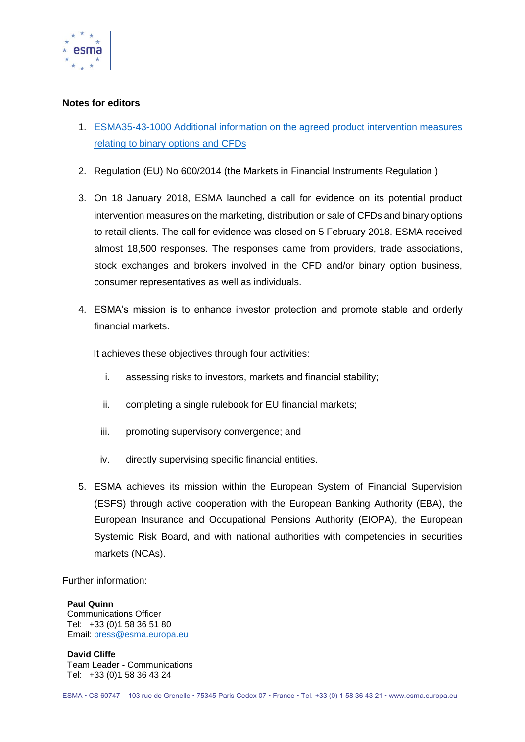**Notes for editors**

1. [ESMA35-43-1000 Additional information on the agreed product intervention measures relating to binary options and CFDs]()

2. Regulation (EU) No 600/2014 (the Markets in Financial Instruments Regulation )

3. On 18 January 2018, ESMA launched a call for evidence on its potential product intervention measures on the marketing, distribution or sale of CFDs and binary options to retail clients. The call for evidence was closed on 5 February 2018. ESMA received almost 18,500 responses. The responses came from providers, trade associations, stock exchanges and brokers involved in the CFD and/or binary option business, consumer representatives as well as individuals.

4. ESMA's mission is to enhance investor protection and promote stable and orderly financial markets.

   It achieves these objectives through four activities:

   i. assessing risks to investors, markets and financial stability;

   ii. completing a single rulebook for EU financial markets;

   iii. promoting supervisory convergence; and

   iv. directly supervising specific financial entities.

5. ESMA achieves its mission within the European System of Financial Supervision (ESFS) through active cooperation with the European Banking Authority (EBA), the European Insurance and Occupational Pensions Authority (EIOPA), the European Systemic Risk Board, and with national authorities with competencies in securities markets (NCAs).

Further information:

**Paul Quinn**
Communications Officer
Tel: +33 (0)1 58 36 51 80
Email: press@esma.europa.eu

**David Cliffe**
Team Leader - Communications
Tel: +33 (0)1 58 36 43 24